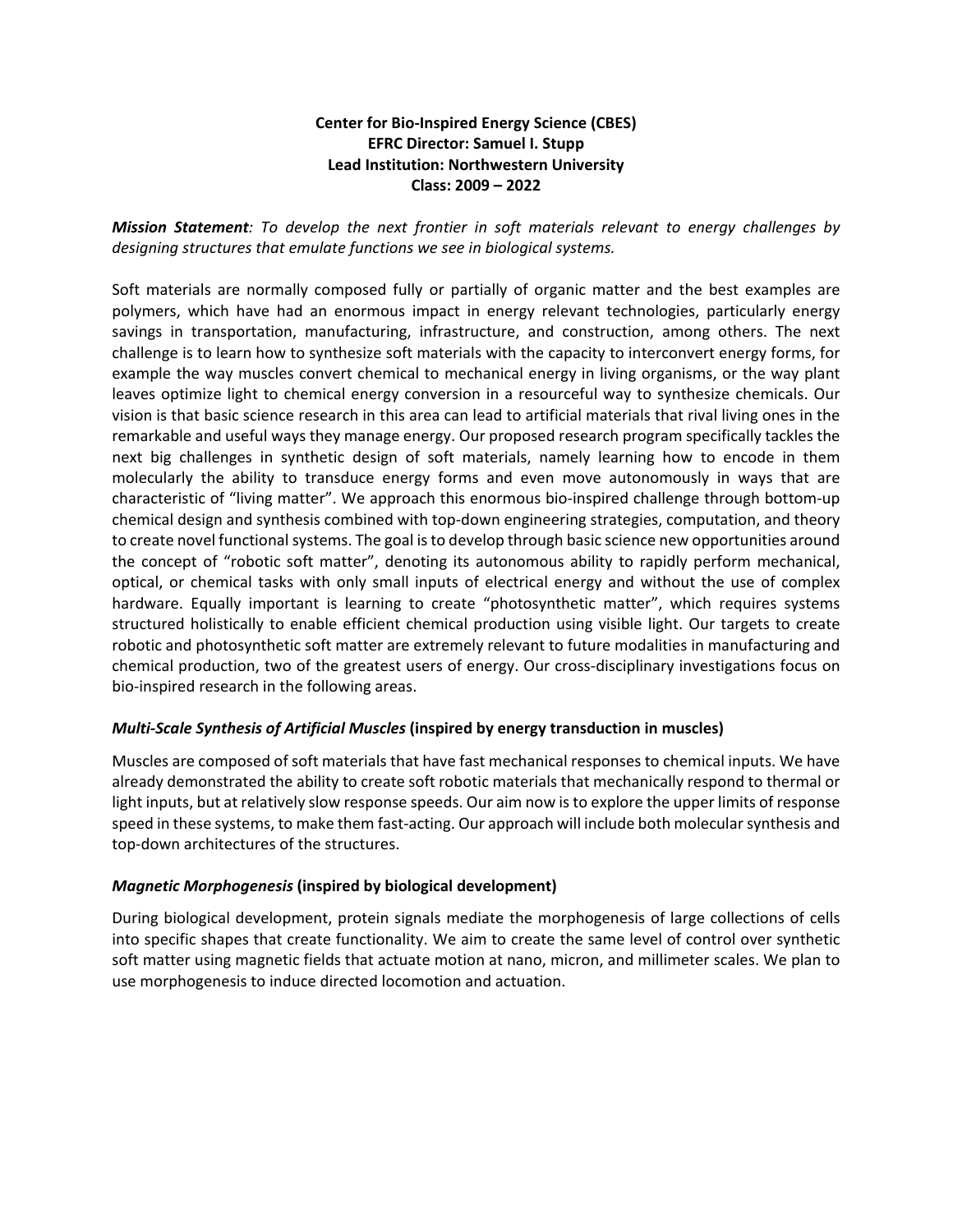**Center for Bio-Inspired Energy Science (CBES)**
**EFRC Director: Samuel I. Stupp**
**Lead Institution: Northwestern University**
**Class: 2009 – 2022**

***Mission Statement**: To develop the next frontier in soft materials relevant to energy challenges by designing structures that emulate functions we see in biological systems.*

Soft materials are normally composed fully or partially of organic matter and the best examples are polymers, which have had an enormous impact in energy relevant technologies, particularly energy savings in transportation, manufacturing, infrastructure, and construction, among others. The next challenge is to learn how to synthesize soft materials with the capacity to interconvert energy forms, for example the way muscles convert chemical to mechanical energy in living organisms, or the way plant leaves optimize light to chemical energy conversion in a resourceful way to synthesize chemicals. Our vision is that basic science research in this area can lead to artificial materials that rival living ones in the remarkable and useful ways they manage energy. Our proposed research program specifically tackles the next big challenges in synthetic design of soft materials, namely learning how to encode in them molecularly the ability to transduce energy forms and even move autonomously in ways that are characteristic of "living matter". We approach this enormous bio-inspired challenge through bottom-up chemical design and synthesis combined with top-down engineering strategies, computation, and theory to create novel functional systems. The goal is to develop through basic science new opportunities around the concept of "robotic soft matter", denoting its autonomous ability to rapidly perform mechanical, optical, or chemical tasks with only small inputs of electrical energy and without the use of complex hardware. Equally important is learning to create "photosynthetic matter", which requires systems structured holistically to enable efficient chemical production using visible light. Our targets to create robotic and photosynthetic soft matter are extremely relevant to future modalities in manufacturing and chemical production, two of the greatest users of energy. Our cross-disciplinary investigations focus on bio-inspired research in the following areas.

### ***Multi-Scale Synthesis of Artificial Muscles*** **(inspired by energy transduction in muscles)**

Muscles are composed of soft materials that have fast mechanical responses to chemical inputs. We have already demonstrated the ability to create soft robotic materials that mechanically respond to thermal or light inputs, but at relatively slow response speeds. Our aim now is to explore the upper limits of response speed in these systems, to make them fast-acting. Our approach will include both molecular synthesis and top-down architectures of the structures.

### ***Magnetic Morphogenesis*** **(inspired by biological development)**

During biological development, protein signals mediate the morphogenesis of large collections of cells into specific shapes that create functionality. We aim to create the same level of control over synthetic soft matter using magnetic fields that actuate motion at nano, micron, and millimeter scales. We plan to use morphogenesis to induce directed locomotion and actuation.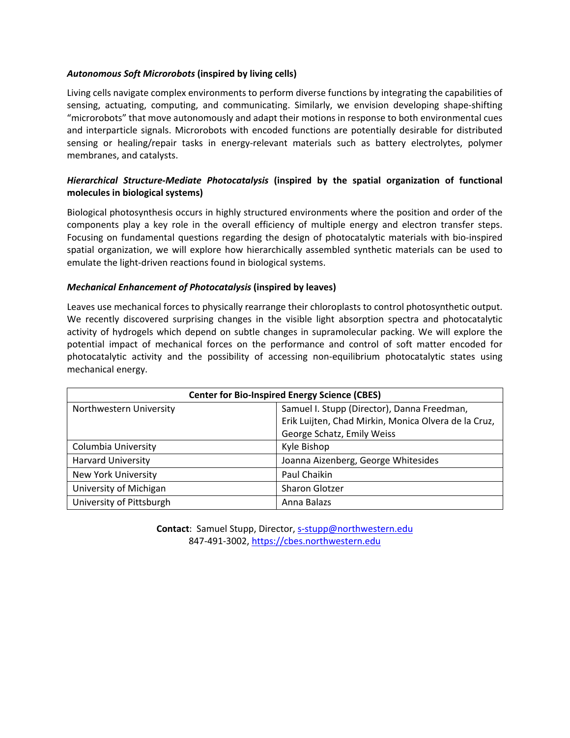***Autonomous Soft Microrobots* (inspired by living cells)**

Living cells navigate complex environments to perform diverse functions by integrating the capabilities of sensing, actuating, computing, and communicating. Similarly, we envision developing shape-shifting "microrobots" that move autonomously and adapt their motions in response to both environmental cues and interparticle signals. Microrobots with encoded functions are potentially desirable for distributed sensing or healing/repair tasks in energy-relevant materials such as battery electrolytes, polymer membranes, and catalysts.

***Hierarchical Structure-Mediate Photocatalysis* (inspired by the spatial organization of functional molecules in biological systems)**

Biological photosynthesis occurs in highly structured environments where the position and order of the components play a key role in the overall efficiency of multiple energy and electron transfer steps. Focusing on fundamental questions regarding the design of photocatalytic materials with bio-inspired spatial organization, we will explore how hierarchically assembled synthetic materials can be used to emulate the light-driven reactions found in biological systems.

***Mechanical Enhancement of Photocatalysis* (inspired by leaves)**

Leaves use mechanical forces to physically rearrange their chloroplasts to control photosynthetic output. We recently discovered surprising changes in the visible light absorption spectra and photocatalytic activity of hydrogels which depend on subtle changes in supramolecular packing. We will explore the potential impact of mechanical forces on the performance and control of soft matter encoded for photocatalytic activity and the possibility of accessing non-equilibrium photocatalytic states using mechanical energy.

| **Center for Bio-Inspired Energy Science (CBES)** | |
|---|---|
| Northwestern University | Samuel I. Stupp (Director), Danna Freedman, Erik Luijten, Chad Mirkin, Monica Olvera de la Cruz, George Schatz, Emily Weiss |
| Columbia University | Kyle Bishop |
| Harvard University | Joanna Aizenberg, George Whitesides |
| New York University | Paul Chaikin |
| University of Michigan | Sharon Glotzer |
| University of Pittsburgh | Anna Balazs |

**Contact**: Samuel Stupp, Director, s-stupp@northwestern.edu
847-491-3002, https://cbes.northwestern.edu